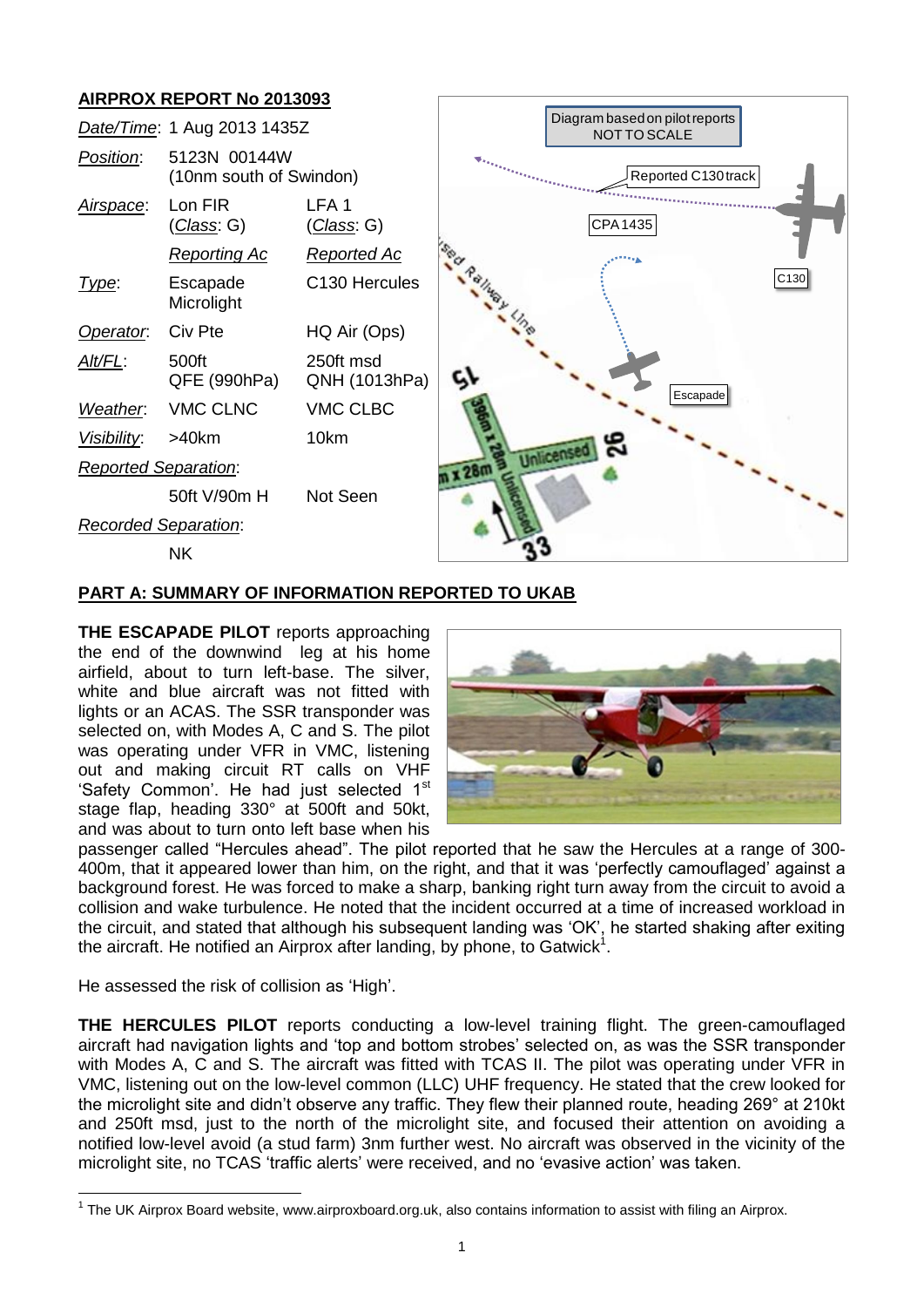## AIRPROX REPORT No 2013093

| | | |
|---|---|---|
| *Date/Time*: | 1 Aug 2013 1435Z | |
| *Position*: | 5123N 00144W (10nm south of Swindon) | |
| *Airspace*: | Lon FIR (*Class*: G) | LFA 1 (*Class*: G) |
| | *Reporting Ac* | *Reported Ac* |
| *Type*: | Escapade Microlight | C130 Hercules |
| *Operator*: | Civ Pte | HQ Air (Ops) |
| *Alt/FL*: | 500ft QFE (990hPa) | 250ft msd QNH (1013hPa) |
| *Weather*: | VMC CLNC | VMC CLBC |
| *Visibility*: | >40km | 10km |
| *Reported Separation*: | | |
| | 50ft V/90m H | Not Seen |
| *Recorded Separation*: | | |
| | NK | |

## PART A: SUMMARY OF INFORMATION REPORTED TO UKAB

**THE ESCAPADE PILOT** reports approaching the end of the downwind leg at his home airfield, about to turn left-base. The silver, white and blue aircraft was not fitted with lights or an ACAS. The SSR transponder was selected on, with Modes A, C and S. The pilot was operating under VFR in VMC, listening out and making circuit RT calls on VHF 'Safety Common'. He had just selected 1st stage flap, heading 330° at 500ft and 50kt, and was about to turn onto left base when his passenger called "Hercules ahead". The pilot reported that he saw the Hercules at a range of 300-400m, that it appeared lower than him, on the right, and that it was 'perfectly camouflaged' against a background forest. He was forced to make a sharp, banking right turn away from the circuit to avoid a collision and wake turbulence. He noted that the incident occurred at a time of increased workload in the circuit, and stated that although his subsequent landing was 'OK', he started shaking after exiting the aircraft. He notified an Airprox after landing, by phone, to Gatwick[1].

He assessed the risk of collision as 'High'.

**THE HERCULES PILOT** reports conducting a low-level training flight. The green-camouflaged aircraft had navigation lights and 'top and bottom strobes' selected on, as was the SSR transponder with Modes A, C and S. The aircraft was fitted with TCAS II. The pilot was operating under VFR in VMC, listening out on the low-level common (LLC) UHF frequency. He stated that the crew looked for the microlight site and didn't observe any traffic. They flew their planned route, heading 269° at 210kt and 250ft msd, just to the north of the microlight site, and focused their attention on avoiding a notified low-level avoid (a stud farm) 3nm further west. No aircraft was observed in the vicinity of the microlight site, no TCAS 'traffic alerts' were received, and no 'evasive action' was taken.

[1] The UK Airprox Board website, www.airproxboard.org.uk, also contains information to assist with filing an Airprox.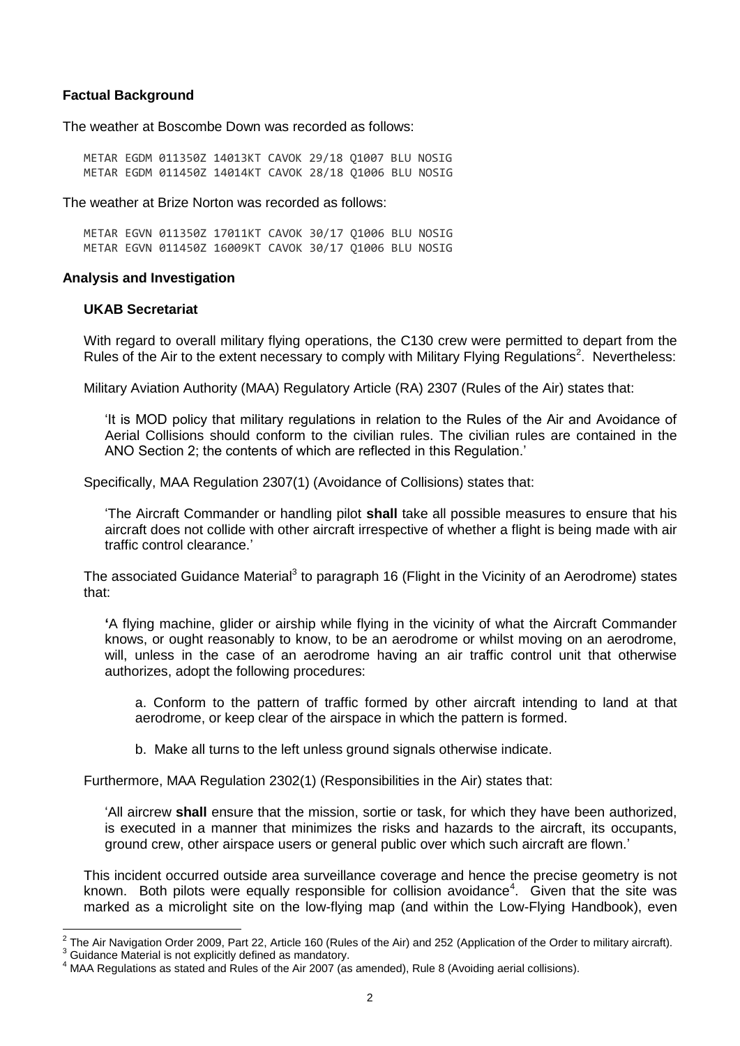**Factual Background**

The weather at Boscombe Down was recorded as follows:

```
METAR EGDM 011350Z 14013KT CAVOK 29/18 Q1007 BLU NOSIG
METAR EGDM 011450Z 14014KT CAVOK 28/18 Q1006 BLU NOSIG
```

The weather at Brize Norton was recorded as follows:

```
METAR EGVN 011350Z 17011KT CAVOK 30/17 Q1006 BLU NOSIG
METAR EGVN 011450Z 16009KT CAVOK 30/17 Q1006 BLU NOSIG
```

**Analysis and Investigation**

**UKAB Secretariat**

With regard to overall military flying operations, the C130 crew were permitted to depart from the Rules of the Air to the extent necessary to comply with Military Flying Regulations[2]. Nevertheless:

Military Aviation Authority (MAA) Regulatory Article (RA) 2307 (Rules of the Air) states that:

> 'It is MOD policy that military regulations in relation to the Rules of the Air and Avoidance of Aerial Collisions should conform to the civilian rules. The civilian rules are contained in the ANO Section 2; the contents of which are reflected in this Regulation.'

Specifically, MAA Regulation 2307(1) (Avoidance of Collisions) states that:

> 'The Aircraft Commander or handling pilot **shall** take all possible measures to ensure that his aircraft does not collide with other aircraft irrespective of whether a flight is being made with air traffic control clearance.'

The associated Guidance Material[3] to paragraph 16 (Flight in the Vicinity of an Aerodrome) states that:

> **'**A flying machine, glider or airship while flying in the vicinity of what the Aircraft Commander knows, or ought reasonably to know, to be an aerodrome or whilst moving on an aerodrome, will, unless in the case of an aerodrome having an air traffic control unit that otherwise authorizes, adopt the following procedures:
>
> a. Conform to the pattern of traffic formed by other aircraft intending to land at that aerodrome, or keep clear of the airspace in which the pattern is formed.
>
> b. Make all turns to the left unless ground signals otherwise indicate.

Furthermore, MAA Regulation 2302(1) (Responsibilities in the Air) states that:

> 'All aircrew **shall** ensure that the mission, sortie or task, for which they have been authorized, is executed in a manner that minimizes the risks and hazards to the aircraft, its occupants, ground crew, other airspace users or general public over which such aircraft are flown.'

This incident occurred outside area surveillance coverage and hence the precise geometry is not known. Both pilots were equally responsible for collision avoidance[4]. Given that the site was marked as a microlight site on the low-flying map (and within the Low-Flying Handbook), even

---

[2] The Air Navigation Order 2009, Part 22, Article 160 (Rules of the Air) and 252 (Application of the Order to military aircraft).

[3] Guidance Material is not explicitly defined as mandatory.

[4] MAA Regulations as stated and Rules of the Air 2007 (as amended), Rule 8 (Avoiding aerial collisions).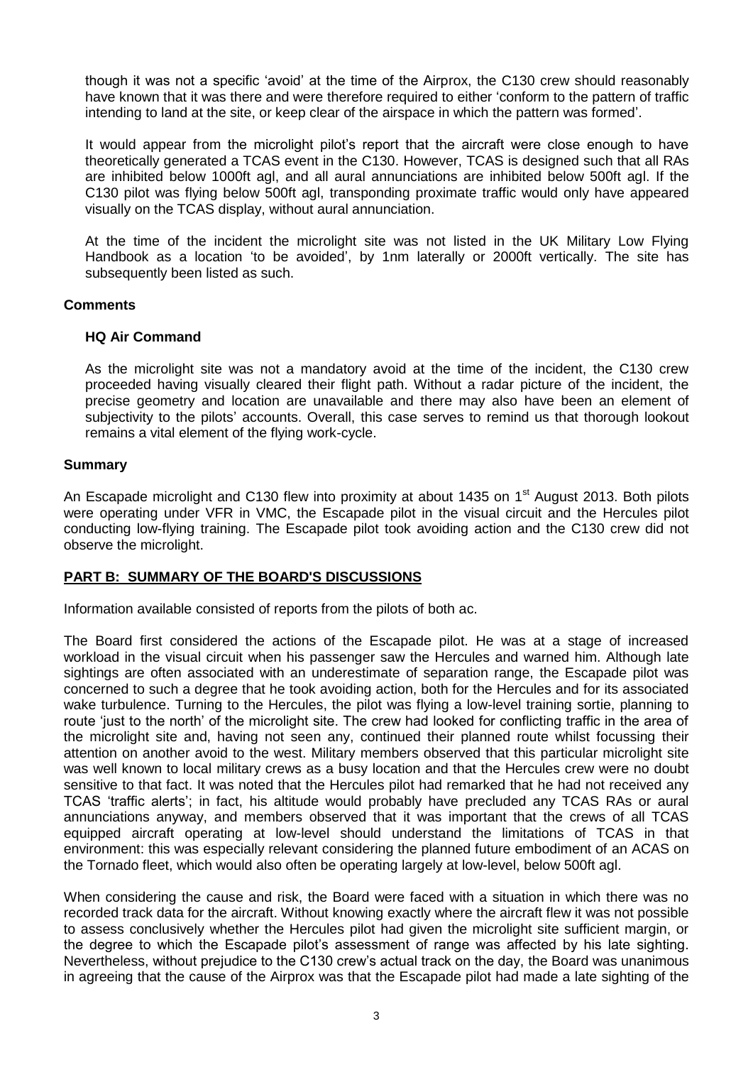though it was not a specific 'avoid' at the time of the Airprox, the C130 crew should reasonably have known that it was there and were therefore required to either 'conform to the pattern of traffic intending to land at the site, or keep clear of the airspace in which the pattern was formed'.

It would appear from the microlight pilot's report that the aircraft were close enough to have theoretically generated a TCAS event in the C130. However, TCAS is designed such that all RAs are inhibited below 1000ft agl, and all aural annunciations are inhibited below 500ft agl. If the C130 pilot was flying below 500ft agl, transponding proximate traffic would only have appeared visually on the TCAS display, without aural annunciation.

At the time of the incident the microlight site was not listed in the UK Military Low Flying Handbook as a location 'to be avoided', by 1nm laterally or 2000ft vertically. The site has subsequently been listed as such.

## Comments

### HQ Air Command

As the microlight site was not a mandatory avoid at the time of the incident, the C130 crew proceeded having visually cleared their flight path. Without a radar picture of the incident, the precise geometry and location are unavailable and there may also have been an element of subjectivity to the pilots' accounts. Overall, this case serves to remind us that thorough lookout remains a vital element of the flying work-cycle.

## Summary

An Escapade microlight and C130 flew into proximity at about 1435 on 1st August 2013. Both pilots were operating under VFR in VMC, the Escapade pilot in the visual circuit and the Hercules pilot conducting low-flying training. The Escapade pilot took avoiding action and the C130 crew did not observe the microlight.

## PART B: SUMMARY OF THE BOARD'S DISCUSSIONS

Information available consisted of reports from the pilots of both ac.

The Board first considered the actions of the Escapade pilot. He was at a stage of increased workload in the visual circuit when his passenger saw the Hercules and warned him. Although late sightings are often associated with an underestimate of separation range, the Escapade pilot was concerned to such a degree that he took avoiding action, both for the Hercules and for its associated wake turbulence. Turning to the Hercules, the pilot was flying a low-level training sortie, planning to route 'just to the north' of the microlight site. The crew had looked for conflicting traffic in the area of the microlight site and, having not seen any, continued their planned route whilst focussing their attention on another avoid to the west. Military members observed that this particular microlight site was well known to local military crews as a busy location and that the Hercules crew were no doubt sensitive to that fact. It was noted that the Hercules pilot had remarked that he had not received any TCAS 'traffic alerts'; in fact, his altitude would probably have precluded any TCAS RAs or aural annunciations anyway, and members observed that it was important that the crews of all TCAS equipped aircraft operating at low-level should understand the limitations of TCAS in that environment: this was especially relevant considering the planned future embodiment of an ACAS on the Tornado fleet, which would also often be operating largely at low-level, below 500ft agl.

When considering the cause and risk, the Board were faced with a situation in which there was no recorded track data for the aircraft. Without knowing exactly where the aircraft flew it was not possible to assess conclusively whether the Hercules pilot had given the microlight site sufficient margin, or the degree to which the Escapade pilot's assessment of range was affected by his late sighting. Nevertheless, without prejudice to the C130 crew's actual track on the day, the Board was unanimous in agreeing that the cause of the Airprox was that the Escapade pilot had made a late sighting of the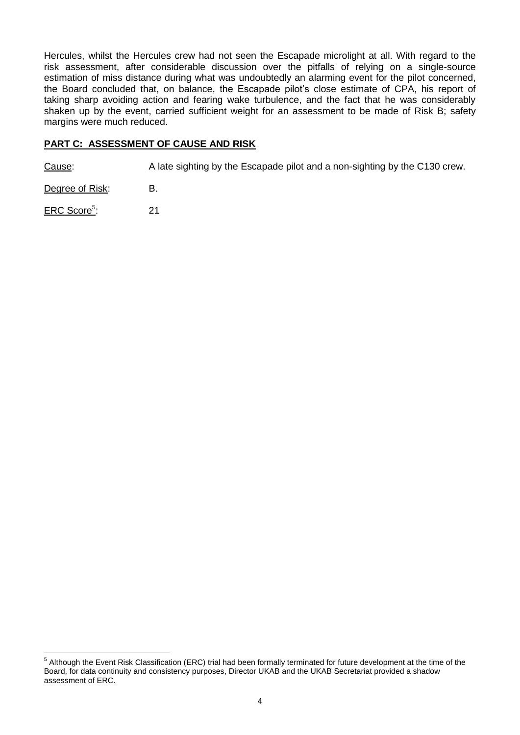Hercules, whilst the Hercules crew had not seen the Escapade microlight at all. With regard to the risk assessment, after considerable discussion over the pitfalls of relying on a single-source estimation of miss distance during what was undoubtedly an alarming event for the pilot concerned, the Board concluded that, on balance, the Escapade pilot's close estimate of CPA, his report of taking sharp avoiding action and fearing wake turbulence, and the fact that he was considerably shaken up by the event, carried sufficient weight for an assessment to be made of Risk B; safety margins were much reduced.

## PART C: ASSESSMENT OF CAUSE AND RISK

Cause: A late sighting by the Escapade pilot and a non-sighting by the C130 crew.

Degree of Risk: B.

ERC Score[5]: 21

[5] Although the Event Risk Classification (ERC) trial had been formally terminated for future development at the time of the Board, for data continuity and consistency purposes, Director UKAB and the UKAB Secretariat provided a shadow assessment of ERC.